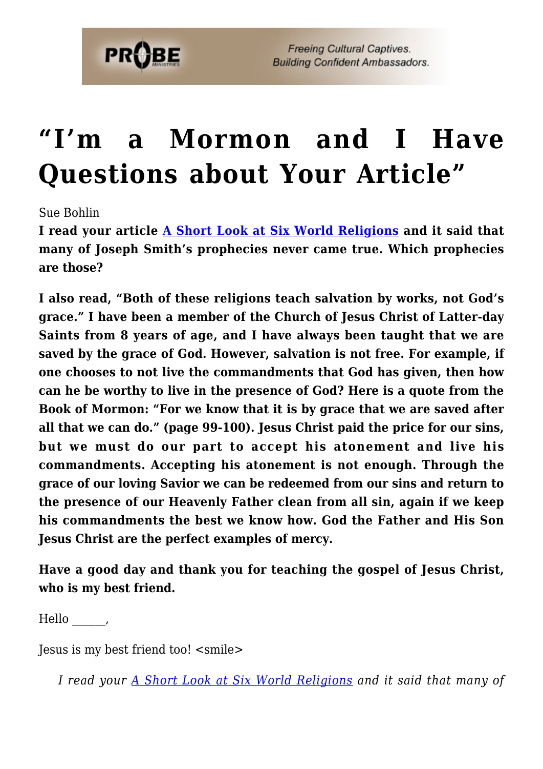# "I'm a Mormon and I Have Questions about Your Article"

Sue Bohlin

**I read your article [A Short Look at Six World Religions] and it said that many of Joseph Smith's prophecies never came true. Which prophecies are those?**

**I also read, "Both of these religions teach salvation by works, not God's grace." I have been a member of the Church of Jesus Christ of Latter-day Saints from 8 years of age, and I have always been taught that we are saved by the grace of God. However, salvation is not free. For example, if one chooses to not live the commandments that God has given, then how can he be worthy to live in the presence of God? Here is a quote from the Book of Mormon: "For we know that it is by grace that we are saved after all that we can do." (page 99-100). Jesus Christ paid the price for our sins, but we must do our part to accept his atonement and live his commandments. Accepting his atonement is not enough. Through the grace of our loving Savior we can be redeemed from our sins and return to the presence of our Heavenly Father clean from all sin, again if we keep his commandments the best we know how. God the Father and His Son Jesus Christ are the perfect examples of mercy.**

**Have a good day and thank you for teaching the gospel of Jesus Christ, who is my best friend.**

Hello ______,

Jesus is my best friend too! <smile>

> *I read your [A Short Look at Six World Religions] and it said that many of*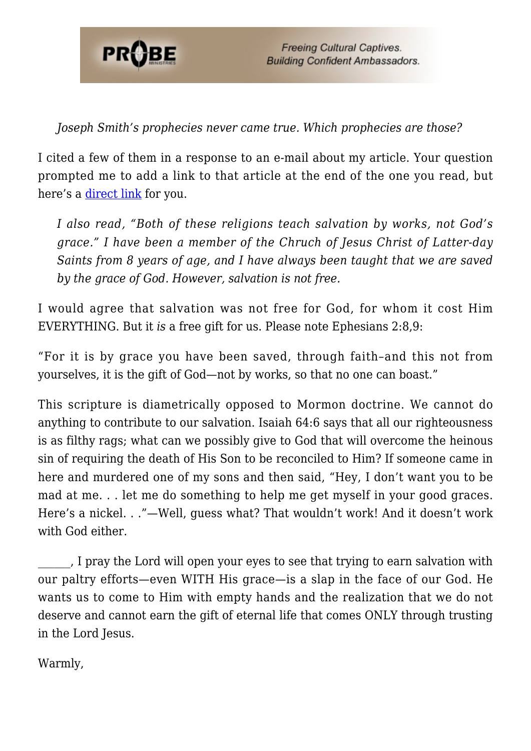*Joseph Smith's prophecies never came true. Which prophecies are those?*

I cited a few of them in a response to an e-mail about my article. Your question prompted me to add a link to that article at the end of the one you read, but here's a direct link for you.

*I also read, "Both of these religions teach salvation by works, not God's grace." I have been a member of the Chruch of Jesus Christ of Latter-day Saints from 8 years of age, and I have always been taught that we are saved by the grace of God. However, salvation is not free.*

I would agree that salvation was not free for God, for whom it cost Him EVERYTHING. But it *is* a free gift for us. Please note Ephesians 2:8,9:

"For it is by grace you have been saved, through faith–and this not from yourselves, it is the gift of God—not by works, so that no one can boast."

This scripture is diametrically opposed to Mormon doctrine. We cannot do anything to contribute to our salvation. Isaiah 64:6 says that all our righteousness is as filthy rags; what can we possibly give to God that will overcome the heinous sin of requiring the death of His Son to be reconciled to Him? If someone came in here and murdered one of my sons and then said, "Hey, I don't want you to be mad at me. . . let me do something to help me get myself in your good graces. Here's a nickel. . ."—Well, guess what? That wouldn't work! And it doesn't work with God either.

______, I pray the Lord will open your eyes to see that trying to earn salvation with our paltry efforts—even WITH His grace—is a slap in the face of our God. He wants us to come to Him with empty hands and the realization that we do not deserve and cannot earn the gift of eternal life that comes ONLY through trusting in the Lord Jesus.

Warmly,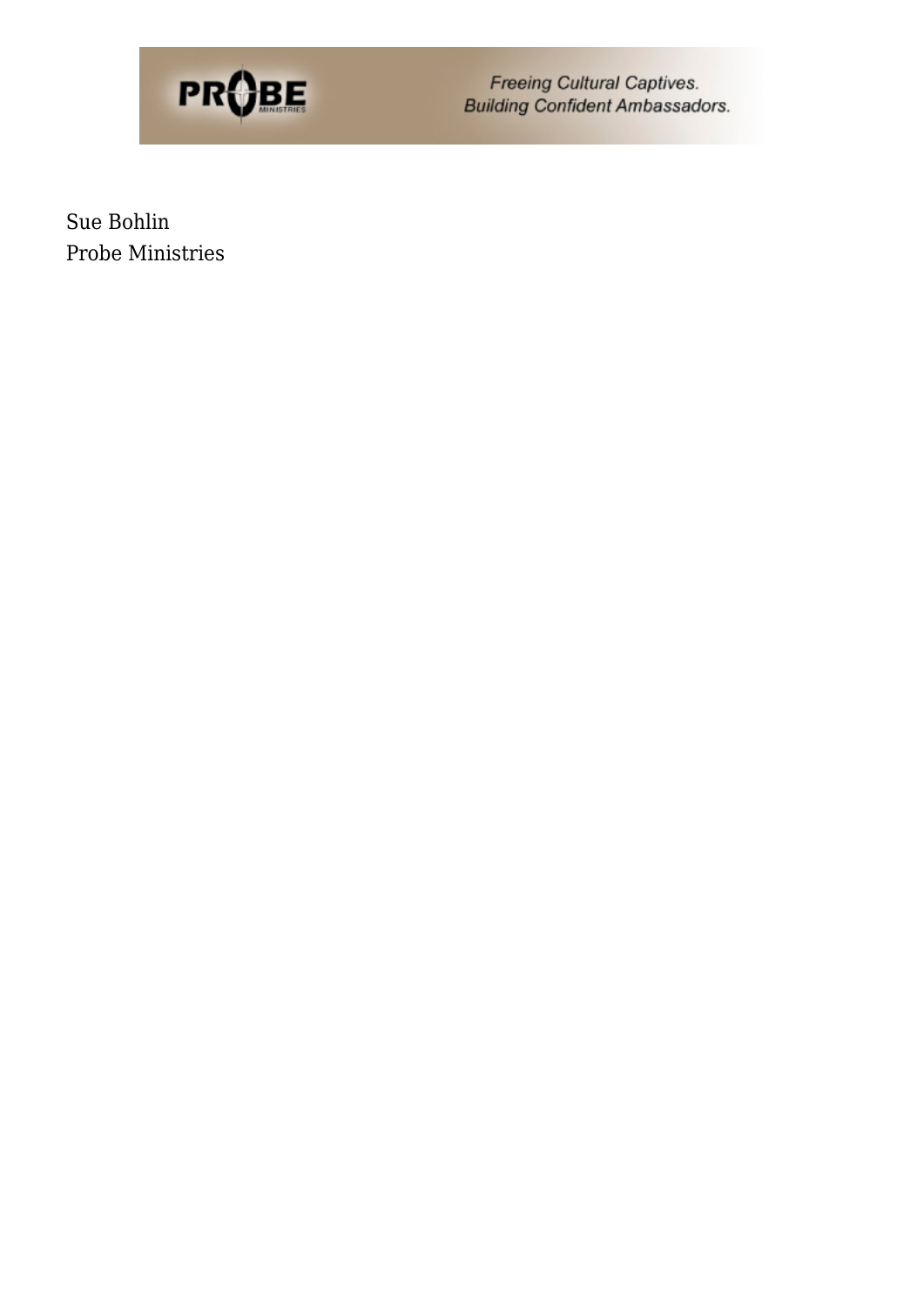Sue Bohlin
Probe Ministries